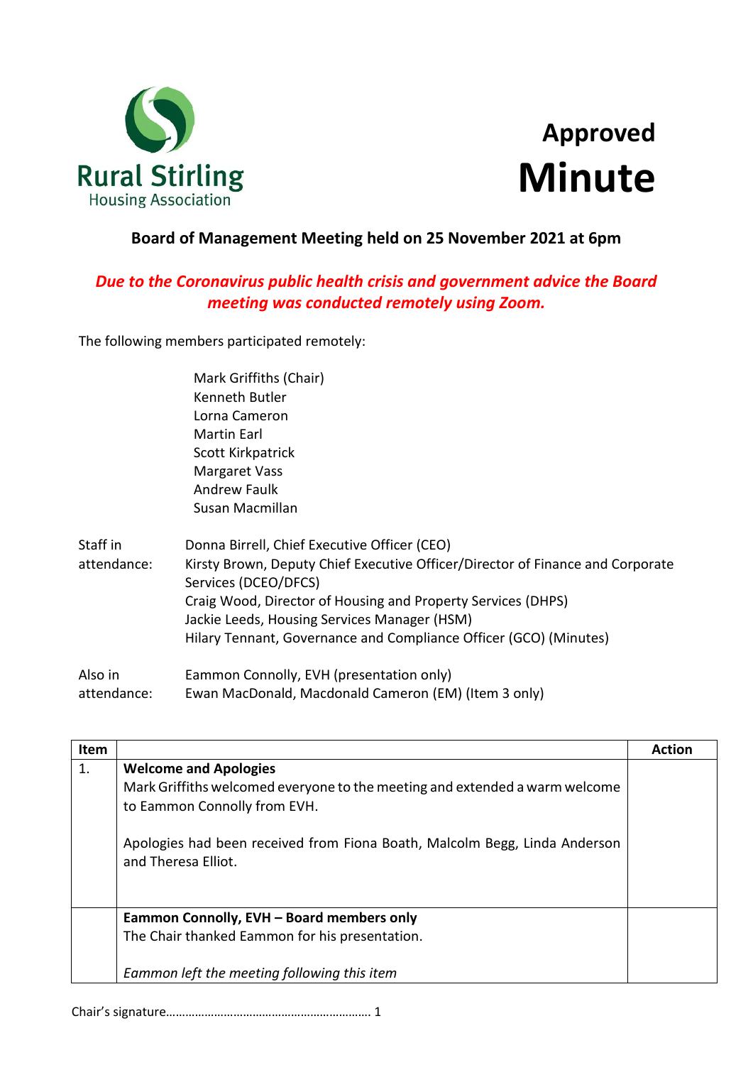Rural Stirling Housing Association

# Approved Minute

## Board of Management Meeting held on 25 November 2021 at 6pm

***Due to the Coronavirus public health crisis and government advice the Board meeting was conducted remotely using Zoom.***

The following members participated remotely:

Mark Griffiths (Chair)
Kenneth Butler
Lorna Cameron
Martin Earl
Scott Kirkpatrick
Margaret Vass
Andrew Faulk
Susan Macmillan

Staff in attendance:

Donna Birrell, Chief Executive Officer (CEO)
Kirsty Brown, Deputy Chief Executive Officer/Director of Finance and Corporate Services (DCEO/DFCS)
Craig Wood, Director of Housing and Property Services (DHPS)
Jackie Leeds, Housing Services Manager (HSM)
Hilary Tennant, Governance and Compliance Officer (GCO) (Minutes)

Also in attendance:

Eammon Connolly, EVH (presentation only)
Ewan MacDonald, Macdonald Cameron (EM) (Item 3 only)

| Item | | Action |
|---|---|---|
| 1. | **Welcome and Apologies**<br>Mark Griffiths welcomed everyone to the meeting and extended a warm welcome to Eammon Connolly from EVH.<br><br>Apologies had been received from Fiona Boath, Malcolm Begg, Linda Anderson and Theresa Elliot. | |
| | **Eammon Connolly, EVH – Board members only**<br>The Chair thanked Eammon for his presentation.<br><br>*Eammon left the meeting following this item* | |

Chair's signature…………………………………………………….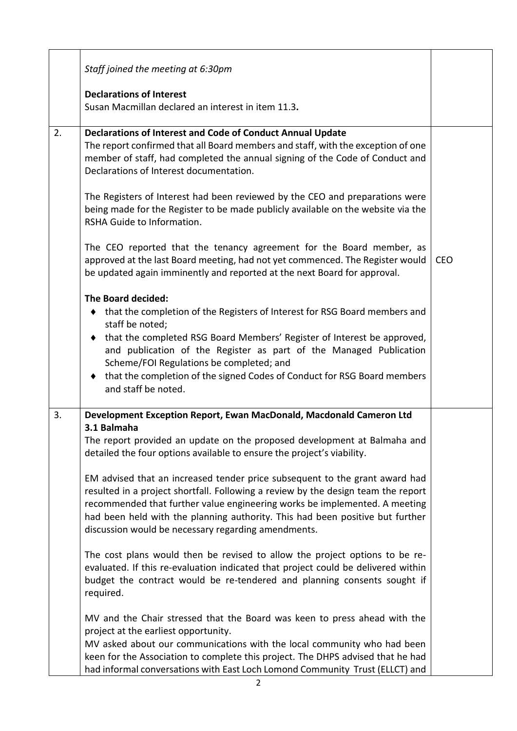|    |    |    |
|---|---|---|
|    | *Staff joined the meeting at 6:30pm*<br><br>**Declarations of Interest**<br>Susan Macmillan declared an interest in item 11.3**.** |    |
| 2. | **Declarations of Interest and Code of Conduct Annual Update**<br>The report confirmed that all Board members and staff, with the exception of one member of staff, had completed the annual signing of the Code of Conduct and Declarations of Interest documentation.<br><br>The Registers of Interest had been reviewed by the CEO and preparations were being made for the Register to be made publicly available on the website via the RSHA Guide to Information.<br><br>The CEO reported that the tenancy agreement for the Board member, as approved at the last Board meeting, had not yet commenced. The Register would be updated again imminently and reported at the next Board for approval.<br><br>**The Board decided:**<br>♦ that the completion of the Registers of Interest for RSG Board members and staff be noted;<br>♦ that the completed RSG Board Members' Register of Interest be approved, and publication of the Register as part of the Managed Publication Scheme/FOI Regulations be completed; and<br>♦ that the completion of the signed Codes of Conduct for RSG Board members and staff be noted. | CEO |
| 3. | **Development Exception Report, Ewan MacDonald, Macdonald Cameron Ltd**<br>**3.1 Balmaha**<br>The report provided an update on the proposed development at Balmaha and detailed the four options available to ensure the project's viability.<br><br>EM advised that an increased tender price subsequent to the grant award had resulted in a project shortfall. Following a review by the design team the report recommended that further value engineering works be implemented. A meeting had been held with the planning authority. This had been positive but further discussion would be necessary regarding amendments.<br><br>The cost plans would then be revised to allow the project options to be re-evaluated. If this re-evaluation indicated that project could be delivered within budget the contract would be re-tendered and planning consents sought if required.<br><br>MV and the Chair stressed that the Board was keen to press ahead with the project at the earliest opportunity.<br>MV asked about our communications with the local community who had been keen for the Association to complete this project. The DHPS advised that he had had informal conversations with East Loch Lomond Community Trust (ELLCT) and |    |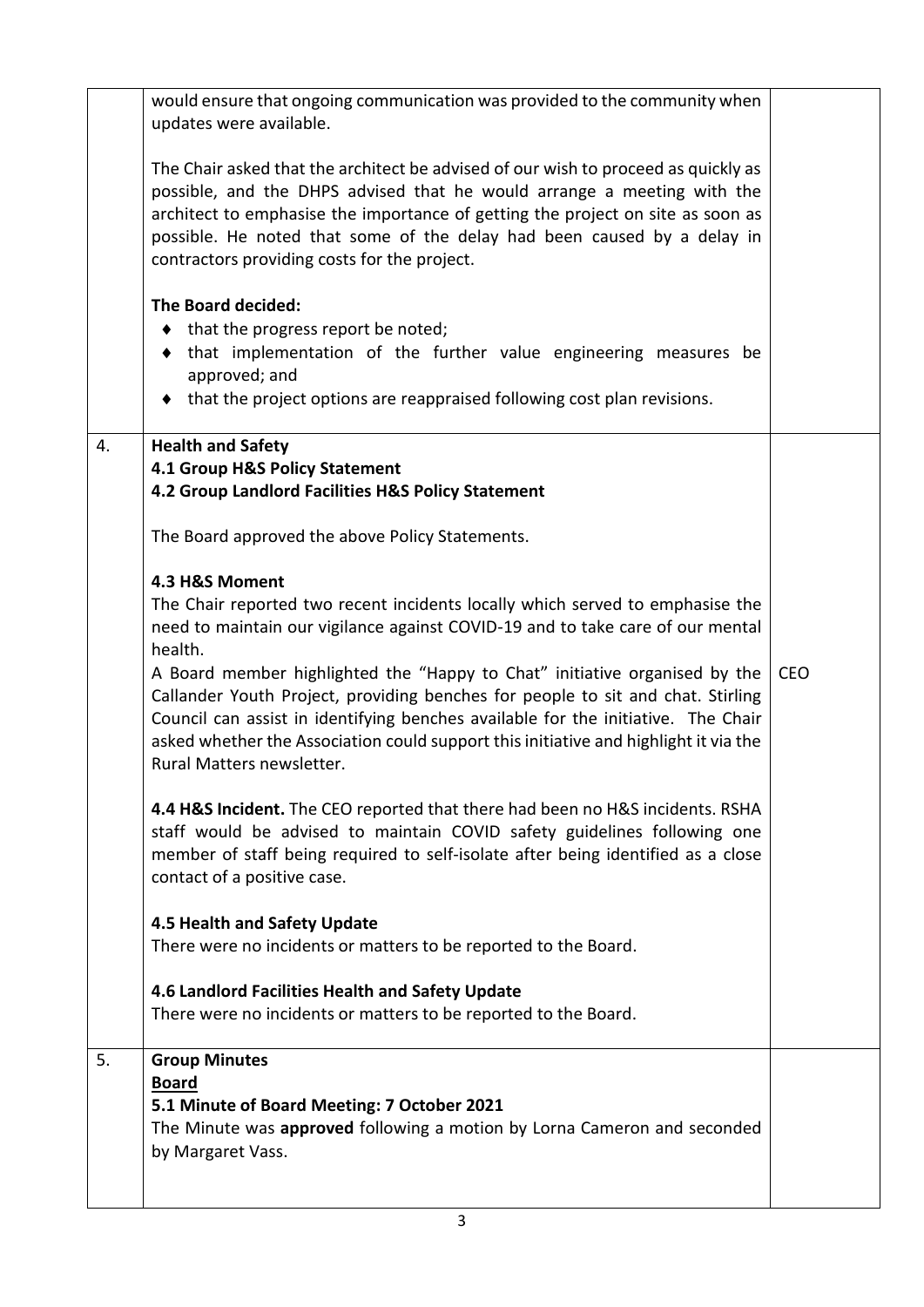| | | |
|---|---|---|
| | would ensure that ongoing communication was provided to the community when updates were available.<br><br>The Chair asked that the architect be advised of our wish to proceed as quickly as possible, and the DHPS advised that he would arrange a meeting with the architect to emphasise the importance of getting the project on site as soon as possible. He noted that some of the delay had been caused by a delay in contractors providing costs for the project.<br><br>**The Board decided:**<br>♦ that the progress report be noted;<br>♦ that implementation of the further value engineering measures be approved; and<br>♦ that the project options are reappraised following cost plan revisions. | |
| 4. | **Health and Safety**<br>**4.1 Group H&S Policy Statement**<br>**4.2 Group Landlord Facilities H&S Policy Statement**<br><br>The Board approved the above Policy Statements.<br><br>**4.3 H&S Moment**<br>The Chair reported two recent incidents locally which served to emphasise the need to maintain our vigilance against COVID-19 and to take care of our mental health.<br>A Board member highlighted the "Happy to Chat" initiative organised by the Callander Youth Project, providing benches for people to sit and chat. Stirling Council can assist in identifying benches available for the initiative. The Chair asked whether the Association could support this initiative and highlight it via the Rural Matters newsletter.<br><br>**4.4 H&S Incident.** The CEO reported that there had been no H&S incidents. RSHA staff would be advised to maintain COVID safety guidelines following one member of staff being required to self-isolate after being identified as a close contact of a positive case.<br><br>**4.5 Health and Safety Update**<br>There were no incidents or matters to be reported to the Board.<br><br>**4.6 Landlord Facilities Health and Safety Update**<br>There were no incidents or matters to be reported to the Board. | CEO |
| 5. | **Group Minutes**<br>**Board**<br>**5.1 Minute of Board Meeting: 7 October 2021**<br>The Minute was **approved** following a motion by Lorna Cameron and seconded by Margaret Vass. | |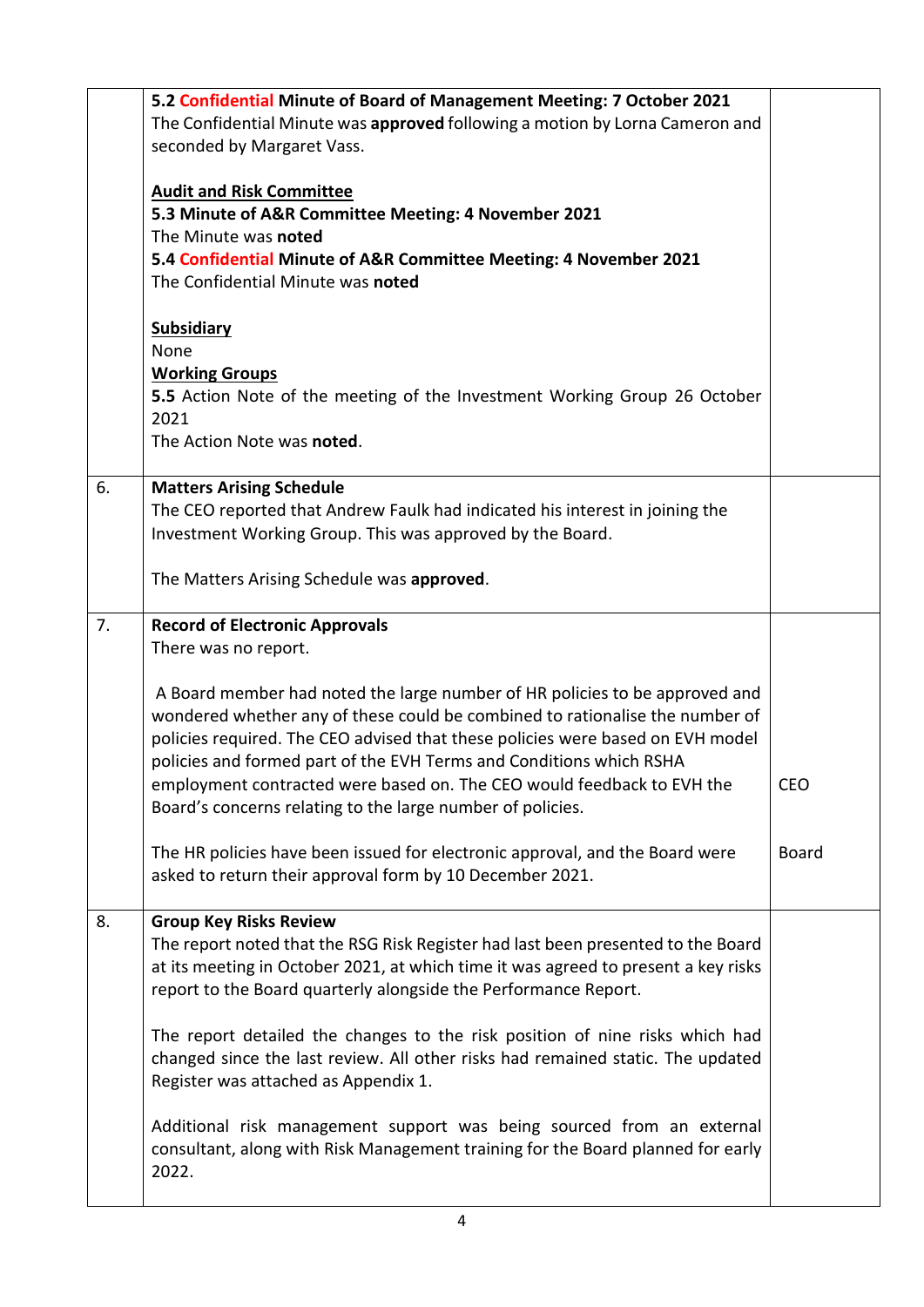| | | |
|---|---|---|
| | **5.2 Confidential Minute of Board of Management Meeting: 7 October 2021**<br>The Confidential Minute was **approved** following a motion by Lorna Cameron and seconded by Margaret Vass.<br><br>**Audit and Risk Committee**<br>**5.3 Minute of A&R Committee Meeting: 4 November 2021**<br>The Minute was **noted**<br>**5.4 Confidential Minute of A&R Committee Meeting: 4 November 2021**<br>The Confidential Minute was **noted**<br><br>**Subsidiary**<br>None<br>**Working Groups**<br>**5.5** Action Note of the meeting of the Investment Working Group 26 October 2021<br>The Action Note was **noted**. | |
| 6. | **Matters Arising Schedule**<br>The CEO reported that Andrew Faulk had indicated his interest in joining the Investment Working Group. This was approved by the Board.<br><br>The Matters Arising Schedule was **approved**. | |
| 7. | **Record of Electronic Approvals**<br>There was no report.<br><br>A Board member had noted the large number of HR policies to be approved and wondered whether any of these could be combined to rationalise the number of policies required. The CEO advised that these policies were based on EVH model policies and formed part of the EVH Terms and Conditions which RSHA employment contracted were based on. The CEO would feedback to EVH the Board's concerns relating to the large number of policies.<br><br>The HR policies have been issued for electronic approval, and the Board were asked to return their approval form by 10 December 2021. | CEO<br><br><br><br>Board |
| 8. | **Group Key Risks Review**<br>The report noted that the RSG Risk Register had last been presented to the Board at its meeting in October 2021, at which time it was agreed to present a key risks report to the Board quarterly alongside the Performance Report.<br><br>The report detailed the changes to the risk position of nine risks which had changed since the last review. All other risks had remained static. The updated Register was attached as Appendix 1.<br><br>Additional risk management support was being sourced from an external consultant, along with Risk Management training for the Board planned for early 2022. | |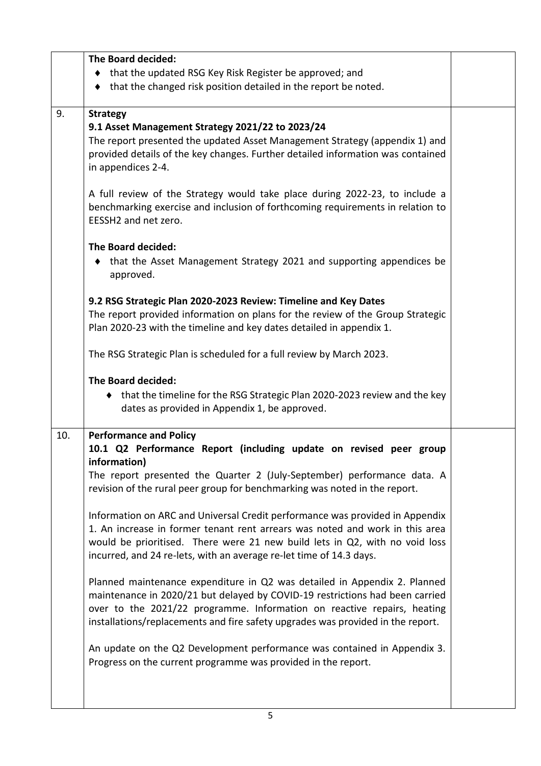**The Board decided:**

- that the updated RSG Key Risk Register be approved; and
- that the changed risk position detailed in the report be noted.

## 9. Strategy

**9.1 Asset Management Strategy 2021/22 to 2023/24**

The report presented the updated Asset Management Strategy (appendix 1) and provided details of the key changes. Further detailed information was contained in appendices 2-4.

A full review of the Strategy would take place during 2022-23, to include a benchmarking exercise and inclusion of forthcoming requirements in relation to EESSH2 and net zero.

**The Board decided:**

- that the Asset Management Strategy 2021 and supporting appendices be approved.

**9.2 RSG Strategic Plan 2020-2023 Review: Timeline and Key Dates**

The report provided information on plans for the review of the Group Strategic Plan 2020-23 with the timeline and key dates detailed in appendix 1.

The RSG Strategic Plan is scheduled for a full review by March 2023.

**The Board decided:**

- that the timeline for the RSG Strategic Plan 2020-2023 review and the key dates as provided in Appendix 1, be approved.

## 10. Performance and Policy

**10.1 Q2 Performance Report (including update on revised peer group information)**

The report presented the Quarter 2 (July-September) performance data. A revision of the rural peer group for benchmarking was noted in the report.

Information on ARC and Universal Credit performance was provided in Appendix 1. An increase in former tenant rent arrears was noted and work in this area would be prioritised. There were 21 new build lets in Q2, with no void loss incurred, and 24 re-lets, with an average re-let time of 14.3 days.

Planned maintenance expenditure in Q2 was detailed in Appendix 2. Planned maintenance in 2020/21 but delayed by COVID-19 restrictions had been carried over to the 2021/22 programme. Information on reactive repairs, heating installations/replacements and fire safety upgrades was provided in the report.

An update on the Q2 Development performance was contained in Appendix 3. Progress on the current programme was provided in the report.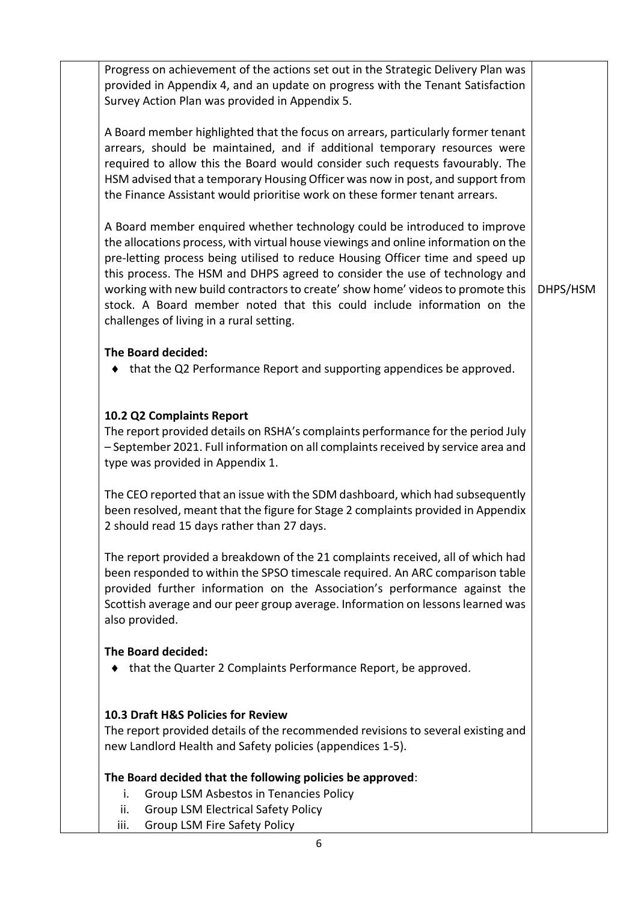| | | |
|---|---|---|
| | Progress on achievement of the actions set out in the Strategic Delivery Plan was provided in Appendix 4, and an update on progress with the Tenant Satisfaction Survey Action Plan was provided in Appendix 5.<br><br>A Board member highlighted that the focus on arrears, particularly former tenant arrears, should be maintained, and if additional temporary resources were required to allow this the Board would consider such requests favourably. The HSM advised that a temporary Housing Officer was now in post, and support from the Finance Assistant would prioritise work on these former tenant arrears.<br><br>A Board member enquired whether technology could be introduced to improve the allocations process, with virtual house viewings and online information on the pre-letting process being utilised to reduce Housing Officer time and speed up this process. The HSM and DHPS agreed to consider the use of technology and working with new build contractors to create' show home' videos to promote this stock. A Board member noted that this could include information on the challenges of living in a rural setting.<br><br>**The Board decided:**<br>♦ that the Q2 Performance Report and supporting appendices be approved.<br><br>**10.2 Q2 Complaints Report**<br>The report provided details on RSHA's complaints performance for the period July – September 2021. Full information on all complaints received by service area and type was provided in Appendix 1.<br><br>The CEO reported that an issue with the SDM dashboard, which had subsequently been resolved, meant that the figure for Stage 2 complaints provided in Appendix 2 should read 15 days rather than 27 days.<br><br>The report provided a breakdown of the 21 complaints received, all of which had been responded to within the SPSO timescale required. An ARC comparison table provided further information on the Association's performance against the Scottish average and our peer group average. Information on lessons learned was also provided.<br><br>**The Board decided:**<br>♦ that the Quarter 2 Complaints Performance Report, be approved.<br><br>**10.3 Draft H&S Policies for Review**<br>The report provided details of the recommended revisions to several existing and new Landlord Health and Safety policies (appendices 1-5).<br><br>**The Board decided that the following policies be approved**:<br>i. Group LSM Asbestos in Tenancies Policy<br>ii. Group LSM Electrical Safety Policy<br>iii. Group LSM Fire Safety Policy | DHPS/HSM |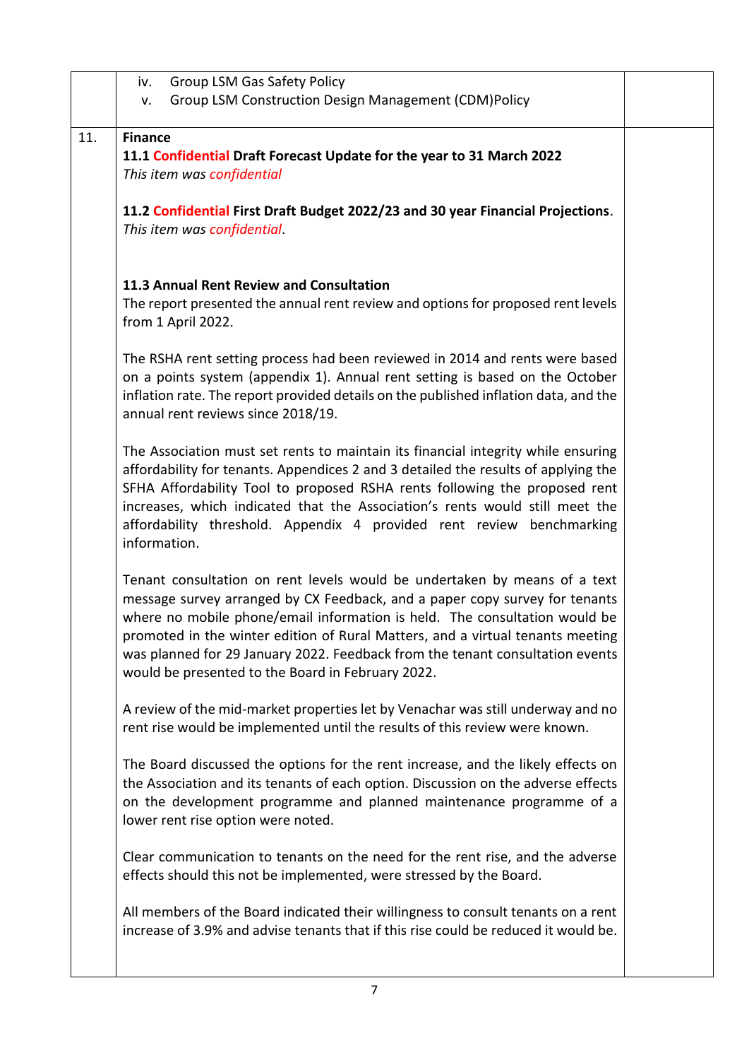| | | |
|---|---|---|
| | iv. Group LSM Gas Safety Policy<br>v. Group LSM Construction Design Management (CDM)Policy | |
| 11. | **Finance**<br>**11.1 Confidential Draft Forecast Update for the year to 31 March 2022**<br>*This item was confidential*<br><br>**11.2 Confidential First Draft Budget 2022/23 and 30 year Financial Projections**.<br>*This item was confidential*.<br><br>**11.3 Annual Rent Review and Consultation**<br>The report presented the annual rent review and options for proposed rent levels from 1 April 2022.<br><br>The RSHA rent setting process had been reviewed in 2014 and rents were based on a points system (appendix 1). Annual rent setting is based on the October inflation rate. The report provided details on the published inflation data, and the annual rent reviews since 2018/19.<br><br>The Association must set rents to maintain its financial integrity while ensuring affordability for tenants. Appendices 2 and 3 detailed the results of applying the SFHA Affordability Tool to proposed RSHA rents following the proposed rent increases, which indicated that the Association's rents would still meet the affordability threshold. Appendix 4 provided rent review benchmarking information.<br><br>Tenant consultation on rent levels would be undertaken by means of a text message survey arranged by CX Feedback, and a paper copy survey for tenants where no mobile phone/email information is held. The consultation would be promoted in the winter edition of Rural Matters, and a virtual tenants meeting was planned for 29 January 2022. Feedback from the tenant consultation events would be presented to the Board in February 2022.<br><br>A review of the mid-market properties let by Venachar was still underway and no rent rise would be implemented until the results of this review were known.<br><br>The Board discussed the options for the rent increase, and the likely effects on the Association and its tenants of each option. Discussion on the adverse effects on the development programme and planned maintenance programme of a lower rent rise option were noted.<br><br>Clear communication to tenants on the need for the rent rise, and the adverse effects should this not be implemented, were stressed by the Board.<br><br>All members of the Board indicated their willingness to consult tenants on a rent increase of 3.9% and advise tenants that if this rise could be reduced it would be. | |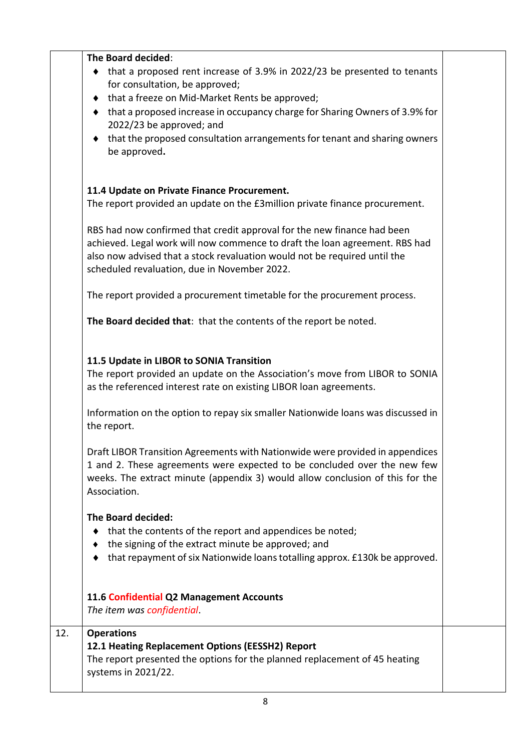| | | |
|---|---|---|
| | **The Board decided**:<br>♦ that a proposed rent increase of 3.9% in 2022/23 be presented to tenants for consultation, be approved;<br>♦ that a freeze on Mid-Market Rents be approved;<br>♦ that a proposed increase in occupancy charge for Sharing Owners of 3.9% for 2022/23 be approved; and<br>♦ that the proposed consultation arrangements for tenant and sharing owners be approved.<br><br>**11.4 Update on Private Finance Procurement.**<br>The report provided an update on the £3million private finance procurement.<br><br>RBS had now confirmed that credit approval for the new finance had been achieved. Legal work will now commence to draft the loan agreement. RBS had also now advised that a stock revaluation would not be required until the scheduled revaluation, due in November 2022.<br><br>The report provided a procurement timetable for the procurement process.<br><br>**The Board decided that**: that the contents of the report be noted.<br><br>**11.5 Update in LIBOR to SONIA Transition**<br>The report provided an update on the Association's move from LIBOR to SONIA as the referenced interest rate on existing LIBOR loan agreements.<br><br>Information on the option to repay six smaller Nationwide loans was discussed in the report.<br><br>Draft LIBOR Transition Agreements with Nationwide were provided in appendices 1 and 2. These agreements were expected to be concluded over the new few weeks. The extract minute (appendix 3) would allow conclusion of this for the Association.<br><br>**The Board decided:**<br>♦ that the contents of the report and appendices be noted;<br>♦ the signing of the extract minute be approved; and<br>♦ that repayment of six Nationwide loans totalling approx. £130k be approved.<br><br>**11.6 Confidential Q2 Management Accounts**<br>*The item was confidential*. | |
| 12. | **Operations**<br>**12.1 Heating Replacement Options (EESSH2) Report**<br>The report presented the options for the planned replacement of 45 heating systems in 2021/22. | |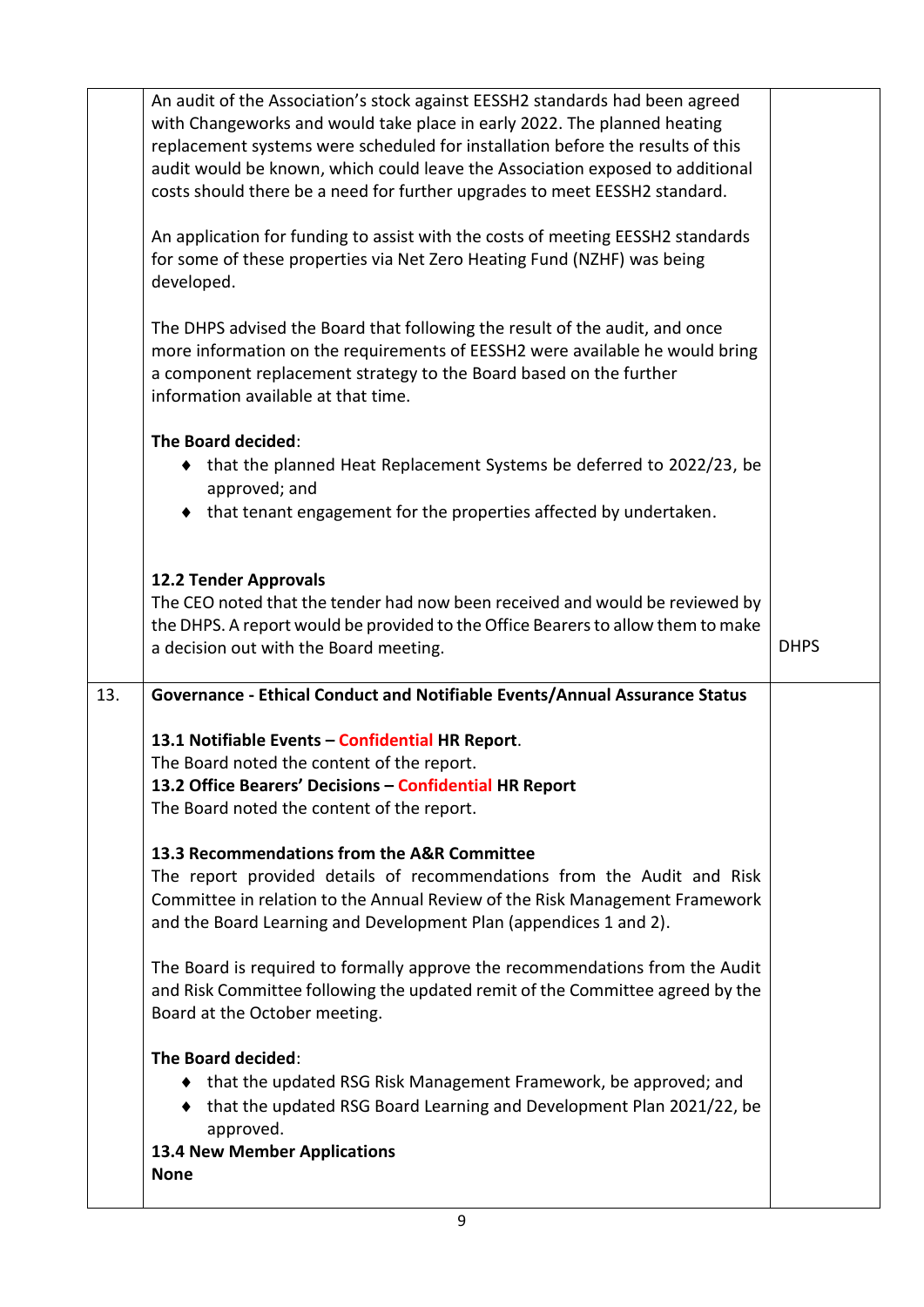| | | |
|---|---|---|
| | An audit of the Association's stock against EESSH2 standards had been agreed with Changeworks and would take place in early 2022. The planned heating replacement systems were scheduled for installation before the results of this audit would be known, which could leave the Association exposed to additional costs should there be a need for further upgrades to meet EESSH2 standard.<br><br>An application for funding to assist with the costs of meeting EESSH2 standards for some of these properties via Net Zero Heating Fund (NZHF) was being developed.<br><br>The DHPS advised the Board that following the result of the audit, and once more information on the requirements of EESSH2 were available he would bring a component replacement strategy to the Board based on the further information available at that time.<br><br>**The Board decided**:<br>♦ that the planned Heat Replacement Systems be deferred to 2022/23, be approved; and<br>♦ that tenant engagement for the properties affected by undertaken.<br><br>**12.2 Tender Approvals**<br>The CEO noted that the tender had now been received and would be reviewed by the DHPS. A report would be provided to the Office Bearers to allow them to make a decision out with the Board meeting. | DHPS |
| 13. | **Governance - Ethical Conduct and Notifiable Events/Annual Assurance Status**<br><br>**13.1 Notifiable Events – Confidential HR Report**.<br>The Board noted the content of the report.<br>**13.2 Office Bearers' Decisions – Confidential HR Report**<br>The Board noted the content of the report.<br><br>**13.3 Recommendations from the A&R Committee**<br>The report provided details of recommendations from the Audit and Risk Committee in relation to the Annual Review of the Risk Management Framework and the Board Learning and Development Plan (appendices 1 and 2).<br><br>The Board is required to formally approve the recommendations from the Audit and Risk Committee following the updated remit of the Committee agreed by the Board at the October meeting.<br><br>**The Board decided**:<br>♦ that the updated RSG Risk Management Framework, be approved; and<br>♦ that the updated RSG Board Learning and Development Plan 2021/22, be approved.<br>**13.4 New Member Applications**<br>**None** | |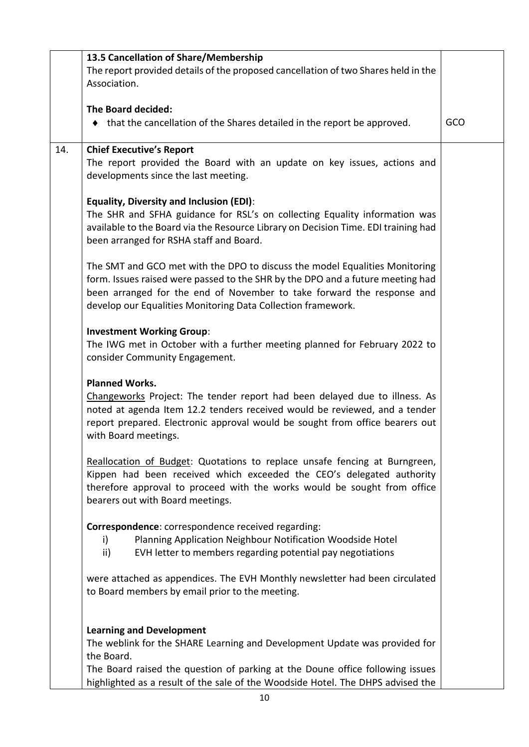| | | |
|---|---|---|
| | **13.5 Cancellation of Share/Membership**<br>The report provided details of the proposed cancellation of two Shares held in the Association.<br><br>**The Board decided:**<br>♦ that the cancellation of the Shares detailed in the report be approved. | <br><br><br><br><br>GCO |
| 14. | **Chief Executive's Report**<br>The report provided the Board with an update on key issues, actions and developments since the last meeting.<br><br>**Equality, Diversity and Inclusion (EDI)**:<br>The SHR and SFHA guidance for RSL's on collecting Equality information was available to the Board via the Resource Library on Decision Time. EDI training had been arranged for RSHA staff and Board.<br><br>The SMT and GCO met with the DPO to discuss the model Equalities Monitoring form. Issues raised were passed to the SHR by the DPO and a future meeting had been arranged for the end of November to take forward the response and develop our Equalities Monitoring Data Collection framework.<br><br>**Investment Working Group**:<br>The IWG met in October with a further meeting planned for February 2022 to consider Community Engagement.<br><br>**Planned Works.**<br>Changeworks Project: The tender report had been delayed due to illness. As noted at agenda Item 12.2 tenders received would be reviewed, and a tender report prepared. Electronic approval would be sought from office bearers out with Board meetings.<br><br>Reallocation of Budget: Quotations to replace unsafe fencing at Burngreen, Kippen had been received which exceeded the CEO's delegated authority therefore approval to proceed with the works would be sought from office bearers out with Board meetings.<br><br>**Correspondence**: correspondence received regarding:<br>i) Planning Application Neighbour Notification Woodside Hotel<br>ii) EVH letter to members regarding potential pay negotiations<br><br>were attached as appendices. The EVH Monthly newsletter had been circulated to Board members by email prior to the meeting.<br><br>**Learning and Development**<br>The weblink for the SHARE Learning and Development Update was provided for the Board.<br>The Board raised the question of parking at the Doune office following issues highlighted as a result of the sale of the Woodside Hotel. The DHPS advised the | |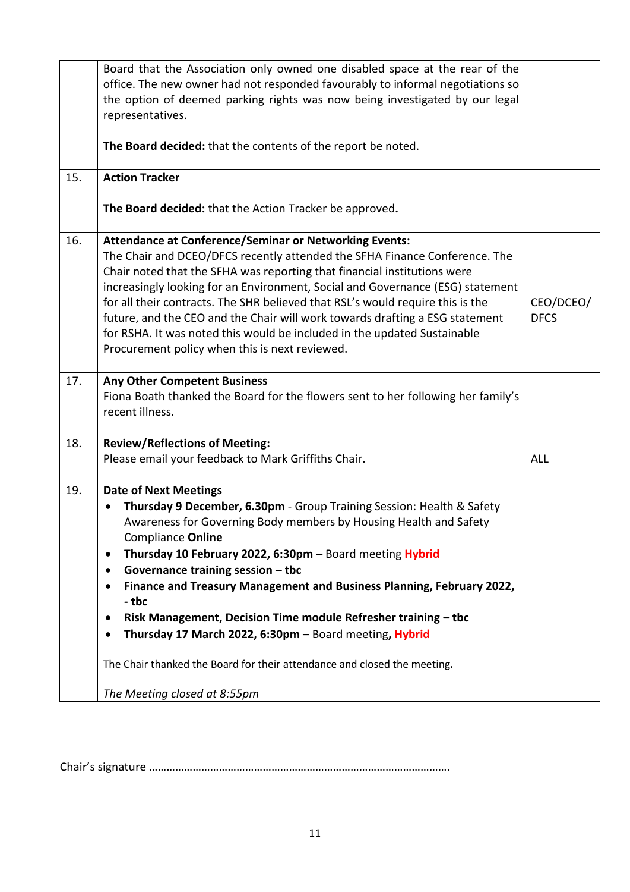| | | |
|---|---|---|
| | Board that the Association only owned one disabled space at the rear of the office. The new owner had not responded favourably to informal negotiations so the option of deemed parking rights was now being investigated by our legal representatives.<br><br>**The Board decided:** that the contents of the report be noted. | |
| 15. | **Action Tracker**<br><br>**The Board decided:** that the Action Tracker be approved**.** | |
| 16. | **Attendance at Conference/Seminar or Networking Events:**<br>The Chair and DCEO/DFCS recently attended the SFHA Finance Conference. The Chair noted that the SFHA was reporting that financial institutions were increasingly looking for an Environment, Social and Governance (ESG) statement for all their contracts. The SHR believed that RSL's would require this is the future, and the CEO and the Chair will work towards drafting a ESG statement for RSHA. It was noted this would be included in the updated Sustainable Procurement policy when this is next reviewed. | CEO/DCEO/DFCS |
| 17. | **Any Other Competent Business**<br>Fiona Boath thanked the Board for the flowers sent to her following her family's recent illness. | |
| 18. | **Review/Reflections of Meeting:**<br>Please email your feedback to Mark Griffiths Chair. | ALL |
| 19. | **Date of Next Meetings**<br>• **Thursday 9 December, 6.30pm** - Group Training Session: Health & Safety Awareness for Governing Body members by Housing Health and Safety Compliance **Online**<br>• **Thursday 10 February 2022, 6:30pm –** Board meeting **Hybrid**<br>• **Governance training session – tbc**<br>• **Finance and Treasury Management and Business Planning, February 2022, - tbc**<br>• **Risk Management, Decision Time module Refresher training – tbc**<br>• **Thursday 17 March 2022, 6:30pm –** Board meeting**, Hybrid**<br><br>The Chair thanked the Board for their attendance and closed the meeting**.**<br><br>*The Meeting closed at 8:55pm* | |

Chair's signature ……………………………………………………………………………………….